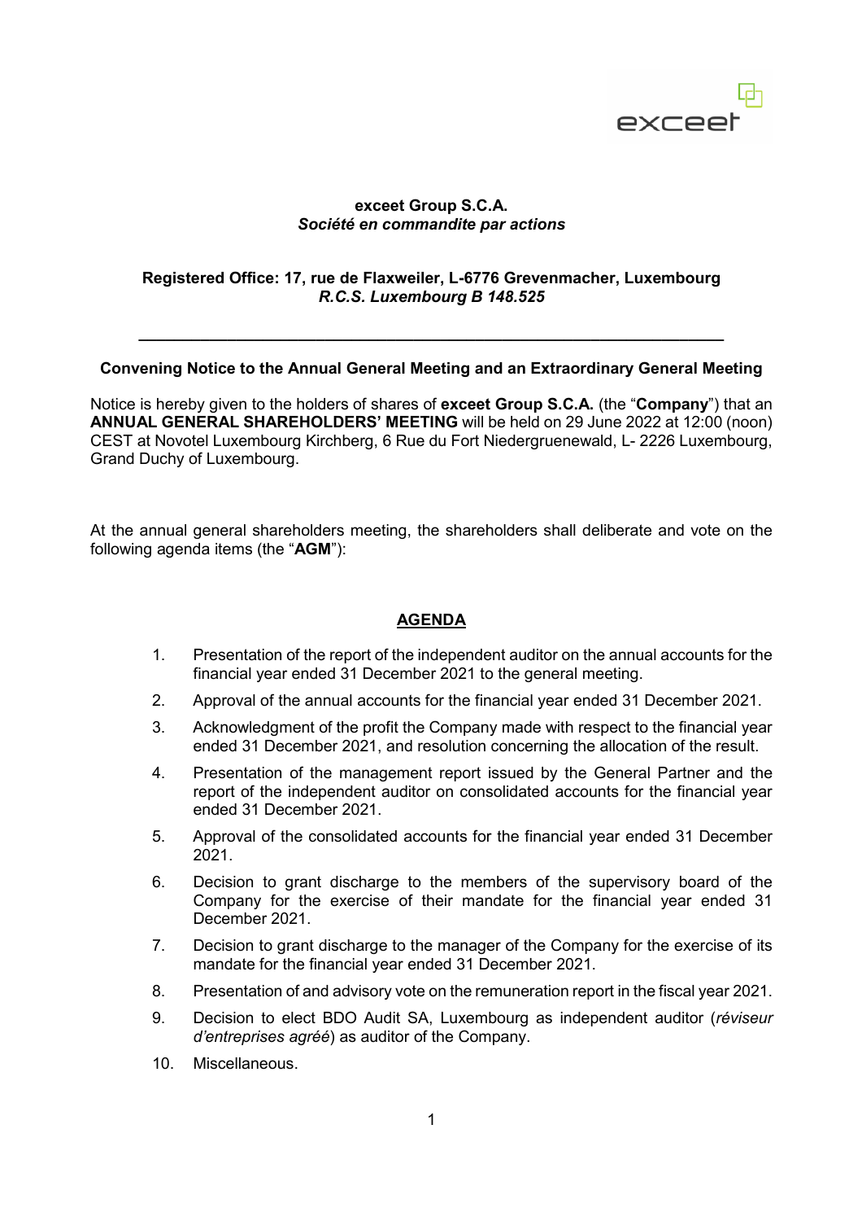**exceet Group S.C.A.**
***Société en commandite par actions***

**Registered Office: 17, rue de Flaxweiler, L-6776 Grevenmacher, Luxembourg**
***R.C.S. Luxembourg B 148.525***

---

**Convening Notice to the Annual General Meeting and an Extraordinary General Meeting**

Notice is hereby given to the holders of shares of **exceet Group S.C.A.** (the "**Company**") that an **ANNUAL GENERAL SHAREHOLDERS' MEETING** will be held on 29 June 2022 at 12:00 (noon) CEST at Novotel Luxembourg Kirchberg, 6 Rue du Fort Niedergruenewald, L- 2226 Luxembourg, Grand Duchy of Luxembourg.

At the annual general shareholders meeting, the shareholders shall deliberate and vote on the following agenda items (the "**AGM**"):

## AGENDA

1. Presentation of the report of the independent auditor on the annual accounts for the financial year ended 31 December 2021 to the general meeting.
2. Approval of the annual accounts for the financial year ended 31 December 2021.
3. Acknowledgment of the profit the Company made with respect to the financial year ended 31 December 2021, and resolution concerning the allocation of the result.
4. Presentation of the management report issued by the General Partner and the report of the independent auditor on consolidated accounts for the financial year ended 31 December 2021.
5. Approval of the consolidated accounts for the financial year ended 31 December 2021.
6. Decision to grant discharge to the members of the supervisory board of the Company for the exercise of their mandate for the financial year ended 31 December 2021.
7. Decision to grant discharge to the manager of the Company for the exercise of its mandate for the financial year ended 31 December 2021.
8. Presentation of and advisory vote on the remuneration report in the fiscal year 2021.
9. Decision to elect BDO Audit SA, Luxembourg as independent auditor (*réviseur d'entreprises agréé*) as auditor of the Company.
10. Miscellaneous.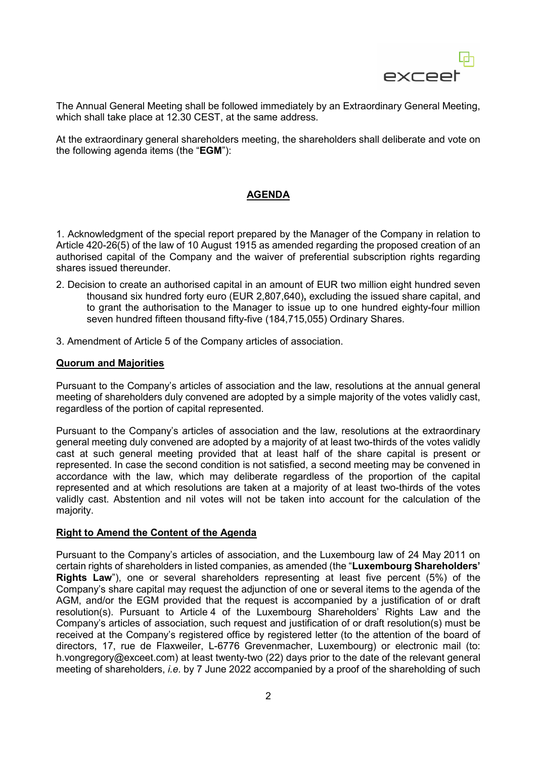The Annual General Meeting shall be followed immediately by an Extraordinary General Meeting, which shall take place at 12.30 CEST, at the same address.

At the extraordinary general shareholders meeting, the shareholders shall deliberate and vote on the following agenda items (the "**EGM**"):

## AGENDA

1. Acknowledgment of the special report prepared by the Manager of the Company in relation to Article 420-26(5) of the law of 10 August 1915 as amended regarding the proposed creation of an authorised capital of the Company and the waiver of preferential subscription rights regarding shares issued thereunder.

2. Decision to create an authorised capital in an amount of EUR two million eight hundred seven thousand six hundred forty euro (EUR 2,807,640)**,** excluding the issued share capital, and to grant the authorisation to the Manager to issue up to one hundred eighty-four million seven hundred fifteen thousand fifty-five (184,715,055) Ordinary Shares.

3. Amendment of Article 5 of the Company articles of association.

### Quorum and Majorities

Pursuant to the Company's articles of association and the law, resolutions at the annual general meeting of shareholders duly convened are adopted by a simple majority of the votes validly cast, regardless of the portion of capital represented.

Pursuant to the Company's articles of association and the law, resolutions at the extraordinary general meeting duly convened are adopted by a majority of at least two-thirds of the votes validly cast at such general meeting provided that at least half of the share capital is present or represented. In case the second condition is not satisfied, a second meeting may be convened in accordance with the law, which may deliberate regardless of the proportion of the capital represented and at which resolutions are taken at a majority of at least two-thirds of the votes validly cast. Abstention and nil votes will not be taken into account for the calculation of the majority.

### Right to Amend the Content of the Agenda

Pursuant to the Company's articles of association, and the Luxembourg law of 24 May 2011 on certain rights of shareholders in listed companies, as amended (the "**Luxembourg Shareholders' Rights Law**"), one or several shareholders representing at least five percent (5%) of the Company's share capital may request the adjunction of one or several items to the agenda of the AGM, and/or the EGM provided that the request is accompanied by a justification of or draft resolution(s). Pursuant to Article 4 of the Luxembourg Shareholders' Rights Law and the Company's articles of association, such request and justification of or draft resolution(s) must be received at the Company's registered office by registered letter (to the attention of the board of directors, 17, rue de Flaxweiler, L-6776 Grevenmacher, Luxembourg) or electronic mail (to: h.vongregory@exceet.com) at least twenty-two (22) days prior to the date of the relevant general meeting of shareholders, *i.e.* by 7 June 2022 accompanied by a proof of the shareholding of such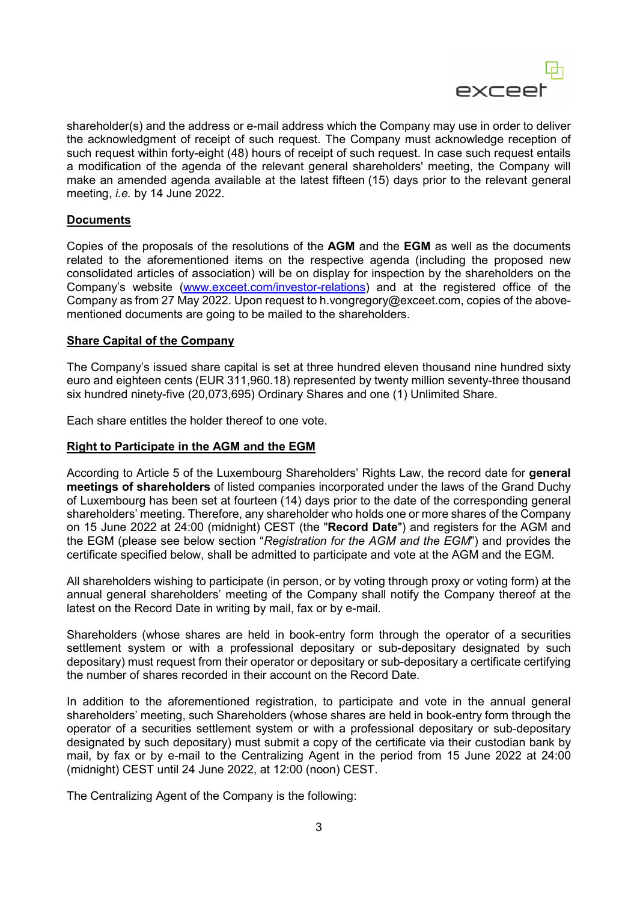shareholder(s) and the address or e-mail address which the Company may use in order to deliver the acknowledgment of receipt of such request. The Company must acknowledge reception of such request within forty-eight (48) hours of receipt of such request. In case such request entails a modification of the agenda of the relevant general shareholders' meeting, the Company will make an amended agenda available at the latest fifteen (15) days prior to the relevant general meeting, *i.e.* by 14 June 2022.

**Documents**

Copies of the proposals of the resolutions of the **AGM** and the **EGM** as well as the documents related to the aforementioned items on the respective agenda (including the proposed new consolidated articles of association) will be on display for inspection by the shareholders on the Company's website (www.exceet.com/investor-relations) and at the registered office of the Company as from 27 May 2022. Upon request to h.vongregory@exceet.com, copies of the above-mentioned documents are going to be mailed to the shareholders.

**Share Capital of the Company**

The Company's issued share capital is set at three hundred eleven thousand nine hundred sixty euro and eighteen cents (EUR 311,960.18) represented by twenty million seventy-three thousand six hundred ninety-five (20,073,695) Ordinary Shares and one (1) Unlimited Share.

Each share entitles the holder thereof to one vote.

**Right to Participate in the AGM and the EGM**

According to Article 5 of the Luxembourg Shareholders' Rights Law, the record date for **general meetings of shareholders** of listed companies incorporated under the laws of the Grand Duchy of Luxembourg has been set at fourteen (14) days prior to the date of the corresponding general shareholders' meeting. Therefore, any shareholder who holds one or more shares of the Company on 15 June 2022 at 24:00 (midnight) CEST (the "**Record Date**") and registers for the AGM and the EGM (please see below section "*Registration for the AGM and the EGM*") and provides the certificate specified below, shall be admitted to participate and vote at the AGM and the EGM.

All shareholders wishing to participate (in person, or by voting through proxy or voting form) at the annual general shareholders' meeting of the Company shall notify the Company thereof at the latest on the Record Date in writing by mail, fax or by e-mail.

Shareholders (whose shares are held in book-entry form through the operator of a securities settlement system or with a professional depositary or sub-depositary designated by such depositary) must request from their operator or depositary or sub-depositary a certificate certifying the number of shares recorded in their account on the Record Date.

In addition to the aforementioned registration, to participate and vote in the annual general shareholders' meeting, such Shareholders (whose shares are held in book-entry form through the operator of a securities settlement system or with a professional depositary or sub-depositary designated by such depositary) must submit a copy of the certificate via their custodian bank by mail, by fax or by e-mail to the Centralizing Agent in the period from 15 June 2022 at 24:00 (midnight) CEST until 24 June 2022, at 12:00 (noon) CEST.

The Centralizing Agent of the Company is the following: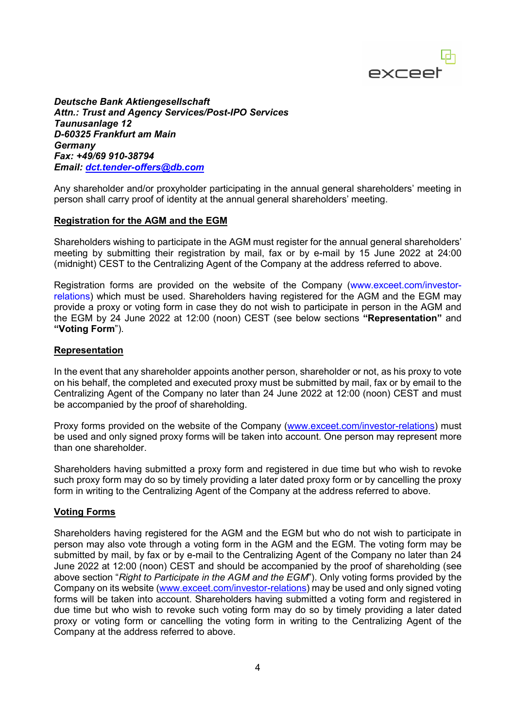***Deutsche Bank Aktiengesellschaft***
***Attn.: Trust and Agency Services/Post-IPO Services***
***Taunusanlage 12***
***D-60325 Frankfurt am Main***
***Germany***
***Fax: +49/69 910-38794***
***Email: dct.tender-offers@db.com***

Any shareholder and/or proxyholder participating in the annual general shareholders' meeting in person shall carry proof of identity at the annual general shareholders' meeting.

**Registration for the AGM and the EGM**

Shareholders wishing to participate in the AGM must register for the annual general shareholders' meeting by submitting their registration by mail, fax or by e-mail by 15 June 2022 at 24:00 (midnight) CEST to the Centralizing Agent of the Company at the address referred to above.

Registration forms are provided on the website of the Company (www.exceet.com/investor-relations) which must be used. Shareholders having registered for the AGM and the EGM may provide a proxy or voting form in case they do not wish to participate in person in the AGM and the EGM by 24 June 2022 at 12:00 (noon) CEST (see below sections **"Representation"** and **"Voting Form"**).

**Representation**

In the event that any shareholder appoints another person, shareholder or not, as his proxy to vote on his behalf, the completed and executed proxy must be submitted by mail, fax or by email to the Centralizing Agent of the Company no later than 24 June 2022 at 12:00 (noon) CEST and must be accompanied by the proof of shareholding.

Proxy forms provided on the website of the Company (www.exceet.com/investor-relations) must be used and only signed proxy forms will be taken into account. One person may represent more than one shareholder.

Shareholders having submitted a proxy form and registered in due time but who wish to revoke such proxy form may do so by timely providing a later dated proxy form or by cancelling the proxy form in writing to the Centralizing Agent of the Company at the address referred to above.

**Voting Forms**

Shareholders having registered for the AGM and the EGM but who do not wish to participate in person may also vote through a voting form in the AGM and the EGM. The voting form may be submitted by mail, by fax or by e-mail to the Centralizing Agent of the Company no later than 24 June 2022 at 12:00 (noon) CEST and should be accompanied by the proof of shareholding (see above section "*Right to Participate in the AGM and the EGM*"). Only voting forms provided by the Company on its website (www.exceet.com/investor-relations) may be used and only signed voting forms will be taken into account. Shareholders having submitted a voting form and registered in due time but who wish to revoke such voting form may do so by timely providing a later dated proxy or voting form or cancelling the voting form in writing to the Centralizing Agent of the Company at the address referred to above.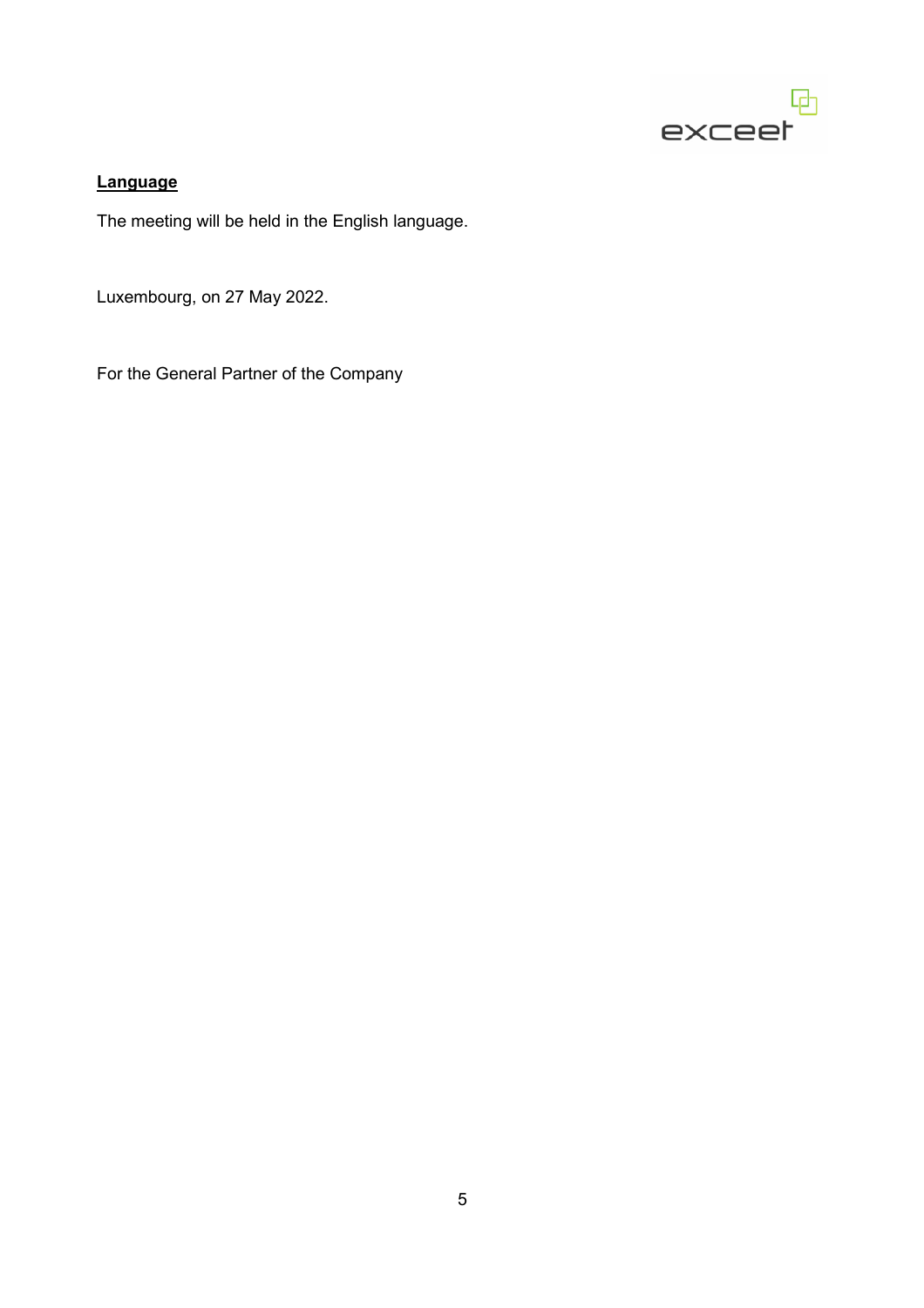**Language**

The meeting will be held in the English language.

Luxembourg, on 27 May 2022.

For the General Partner of the Company